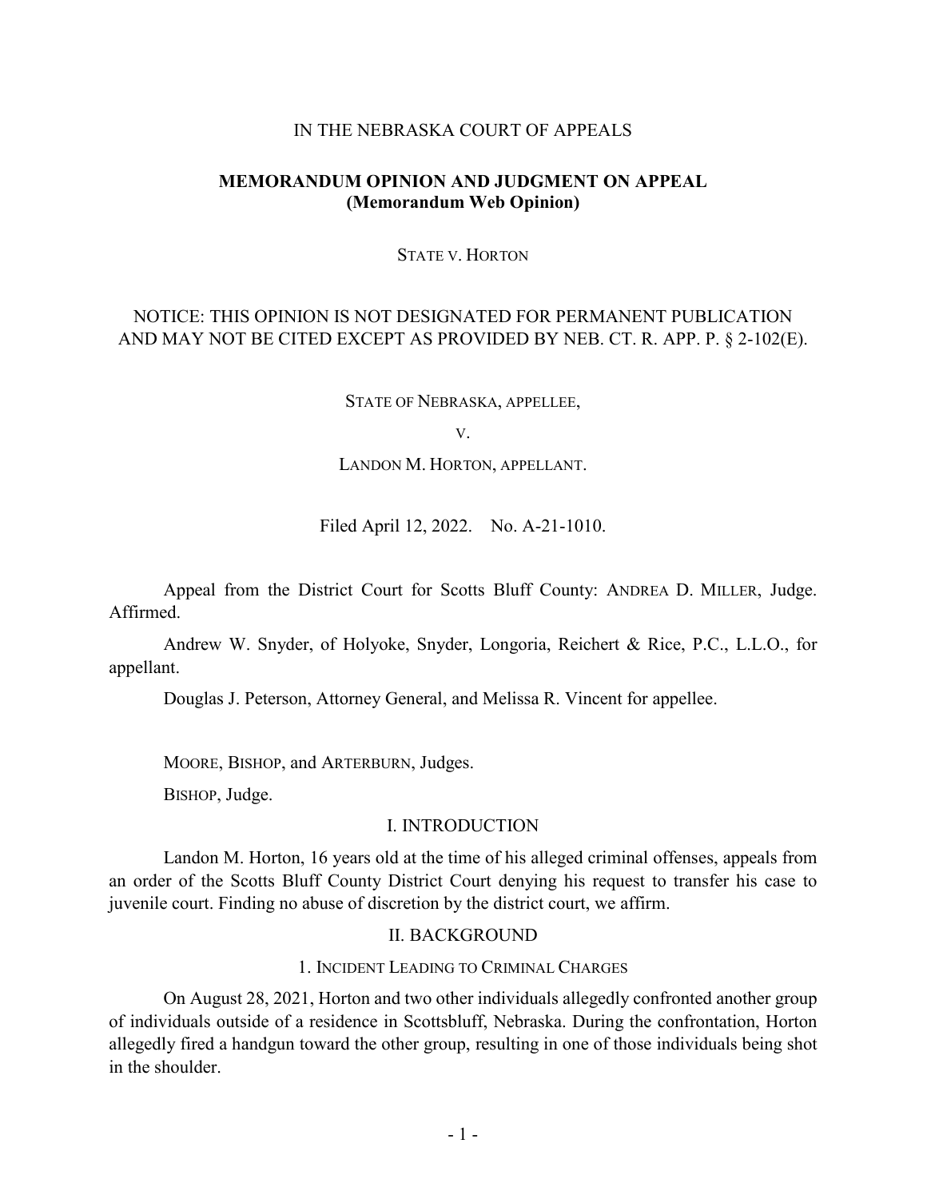IN THE NEBRASKA COURT OF APPEALS

**MEMORANDUM OPINION AND JUDGMENT ON APPEAL**
**(Memorandum Web Opinion)**

STATE V. HORTON

NOTICE: THIS OPINION IS NOT DESIGNATED FOR PERMANENT PUBLICATION AND MAY NOT BE CITED EXCEPT AS PROVIDED BY NEB. CT. R. APP. P. § 2-102(E).

STATE OF NEBRASKA, APPELLEE,

V.

LANDON M. HORTON, APPELLANT.

Filed April 12, 2022. No. A-21-1010.

Appeal from the District Court for Scotts Bluff County: ANDREA D. MILLER, Judge. Affirmed.

Andrew W. Snyder, of Holyoke, Snyder, Longoria, Reichert & Rice, P.C., L.L.O., for appellant.

Douglas J. Peterson, Attorney General, and Melissa R. Vincent for appellee.

MOORE, BISHOP, and ARTERBURN, Judges.

BISHOP, Judge.

## I. INTRODUCTION

Landon M. Horton, 16 years old at the time of his alleged criminal offenses, appeals from an order of the Scotts Bluff County District Court denying his request to transfer his case to juvenile court. Finding no abuse of discretion by the district court, we affirm.

## II. BACKGROUND

### 1. INCIDENT LEADING TO CRIMINAL CHARGES

On August 28, 2021, Horton and two other individuals allegedly confronted another group of individuals outside of a residence in Scottsbluff, Nebraska. During the confrontation, Horton allegedly fired a handgun toward the other group, resulting in one of those individuals being shot in the shoulder.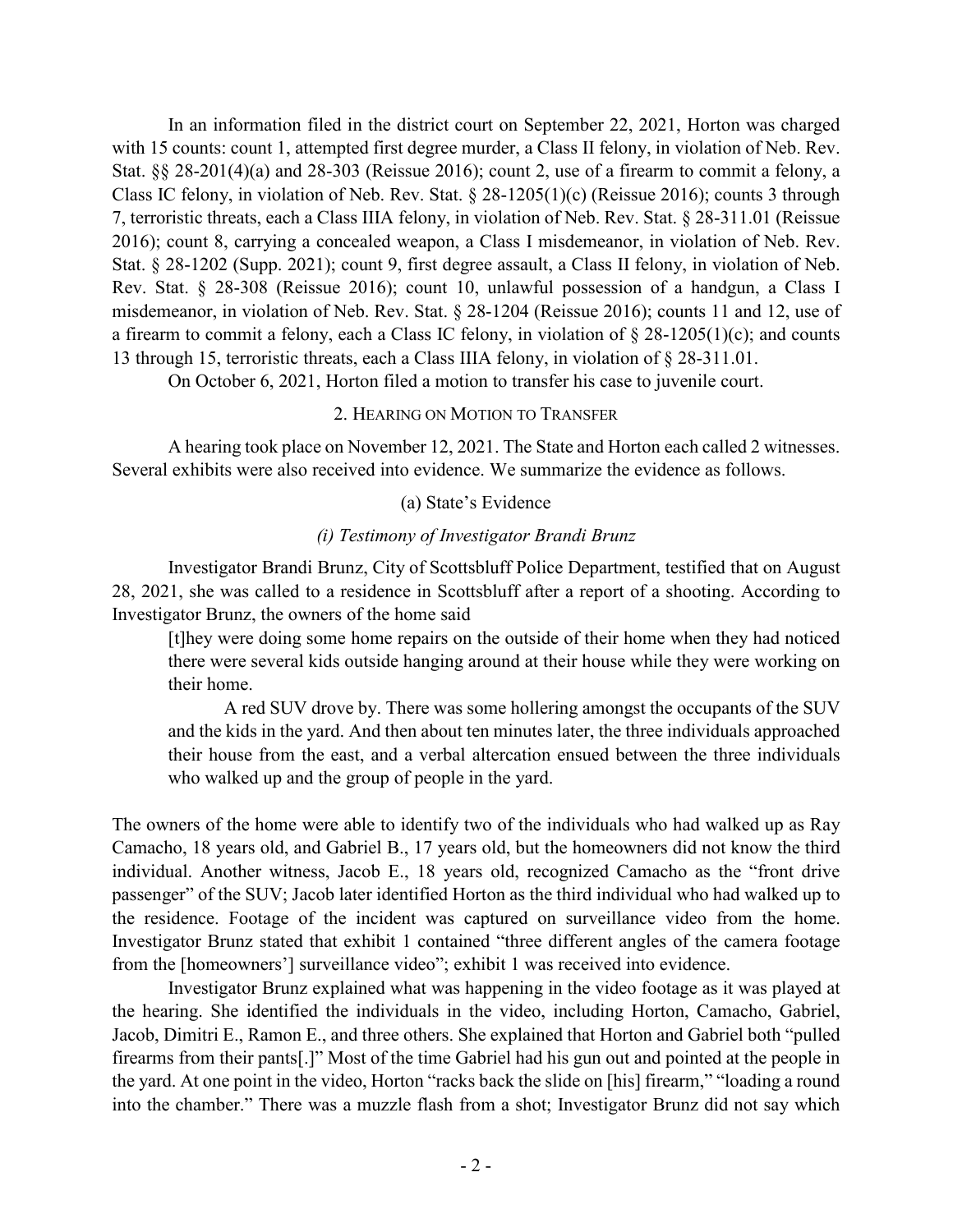In an information filed in the district court on September 22, 2021, Horton was charged with 15 counts: count 1, attempted first degree murder, a Class II felony, in violation of Neb. Rev. Stat. §§ 28-201(4)(a) and 28-303 (Reissue 2016); count 2, use of a firearm to commit a felony, a Class IC felony, in violation of Neb. Rev. Stat. § 28-1205(1)(c) (Reissue 2016); counts 3 through 7, terroristic threats, each a Class IIIA felony, in violation of Neb. Rev. Stat. § 28-311.01 (Reissue 2016); count 8, carrying a concealed weapon, a Class I misdemeanor, in violation of Neb. Rev. Stat. § 28-1202 (Supp. 2021); count 9, first degree assault, a Class II felony, in violation of Neb. Rev. Stat. § 28-308 (Reissue 2016); count 10, unlawful possession of a handgun, a Class I misdemeanor, in violation of Neb. Rev. Stat. § 28-1204 (Reissue 2016); counts 11 and 12, use of a firearm to commit a felony, each a Class IC felony, in violation of § 28-1205(1)(c); and counts 13 through 15, terroristic threats, each a Class IIIA felony, in violation of § 28-311.01.

On October 6, 2021, Horton filed a motion to transfer his case to juvenile court.

## 2. Hearing on Motion to Transfer

A hearing took place on November 12, 2021. The State and Horton each called 2 witnesses. Several exhibits were also received into evidence. We summarize the evidence as follows.

### (a) State's Evidence

#### *(i) Testimony of Investigator Brandi Brunz*

Investigator Brandi Brunz, City of Scottsbluff Police Department, testified that on August 28, 2021, she was called to a residence in Scottsbluff after a report of a shooting. According to Investigator Brunz, the owners of the home said

> [t]hey were doing some home repairs on the outside of their home when they had noticed there were several kids outside hanging around at their house while they were working on their home.
>
> A red SUV drove by. There was some hollering amongst the occupants of the SUV and the kids in the yard. And then about ten minutes later, the three individuals approached their house from the east, and a verbal altercation ensued between the three individuals who walked up and the group of people in the yard.

The owners of the home were able to identify two of the individuals who had walked up as Ray Camacho, 18 years old, and Gabriel B., 17 years old, but the homeowners did not know the third individual. Another witness, Jacob E., 18 years old, recognized Camacho as the "front drive passenger" of the SUV; Jacob later identified Horton as the third individual who had walked up to the residence. Footage of the incident was captured on surveillance video from the home. Investigator Brunz stated that exhibit 1 contained "three different angles of the camera footage from the [homeowners'] surveillance video"; exhibit 1 was received into evidence.

Investigator Brunz explained what was happening in the video footage as it was played at the hearing. She identified the individuals in the video, including Horton, Camacho, Gabriel, Jacob, Dimitri E., Ramon E., and three others. She explained that Horton and Gabriel both "pulled firearms from their pants[.]" Most of the time Gabriel had his gun out and pointed at the people in the yard. At one point in the video, Horton "racks back the slide on [his] firearm," "loading a round into the chamber." There was a muzzle flash from a shot; Investigator Brunz did not say which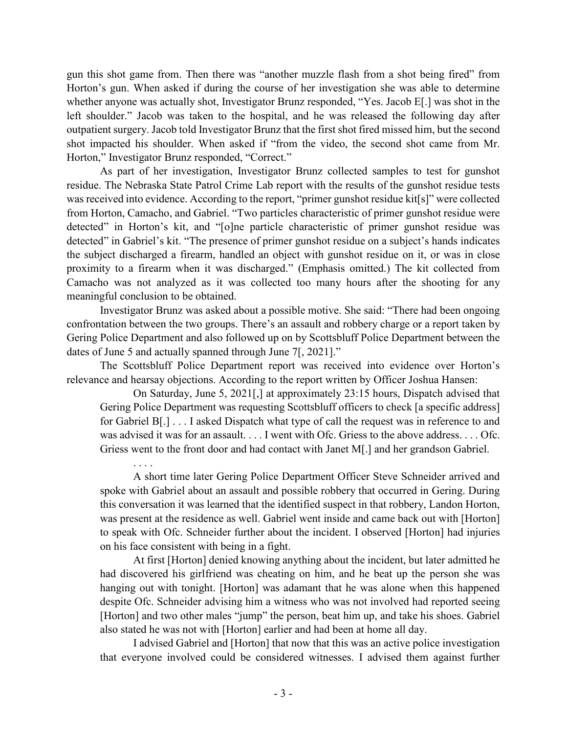gun this shot game from. Then there was "another muzzle flash from a shot being fired" from Horton's gun. When asked if during the course of her investigation she was able to determine whether anyone was actually shot, Investigator Brunz responded, "Yes. Jacob E[.] was shot in the left shoulder." Jacob was taken to the hospital, and he was released the following day after outpatient surgery. Jacob told Investigator Brunz that the first shot fired missed him, but the second shot impacted his shoulder. When asked if "from the video, the second shot came from Mr. Horton," Investigator Brunz responded, "Correct."

As part of her investigation, Investigator Brunz collected samples to test for gunshot residue. The Nebraska State Patrol Crime Lab report with the results of the gunshot residue tests was received into evidence. According to the report, "primer gunshot residue kit[s]" were collected from Horton, Camacho, and Gabriel. "Two particles characteristic of primer gunshot residue were detected" in Horton's kit, and "[o]ne particle characteristic of primer gunshot residue was detected" in Gabriel's kit. "The presence of primer gunshot residue on a subject's hands indicates the subject discharged a firearm, handled an object with gunshot residue on it, or was in close proximity to a firearm when it was discharged." (Emphasis omitted.) The kit collected from Camacho was not analyzed as it was collected too many hours after the shooting for any meaningful conclusion to be obtained.

Investigator Brunz was asked about a possible motive. She said: "There had been ongoing confrontation between the two groups. There's an assault and robbery charge or a report taken by Gering Police Department and also followed up on by Scottsbluff Police Department between the dates of June 5 and actually spanned through June 7[, 2021]."

The Scottsbluff Police Department report was received into evidence over Horton's relevance and hearsay objections. According to the report written by Officer Joshua Hansen:

> On Saturday, June 5, 2021[,] at approximately 23:15 hours, Dispatch advised that Gering Police Department was requesting Scottsbluff officers to check [a specific address] for Gabriel B[.] . . . I asked Dispatch what type of call the request was in reference to and was advised it was for an assault. . . . I went with Ofc. Griess to the above address. . . . Ofc. Griess went to the front door and had contact with Janet M[.] and her grandson Gabriel.
>
> . . . .
>
> A short time later Gering Police Department Officer Steve Schneider arrived and spoke with Gabriel about an assault and possible robbery that occurred in Gering. During this conversation it was learned that the identified suspect in that robbery, Landon Horton, was present at the residence as well. Gabriel went inside and came back out with [Horton] to speak with Ofc. Schneider further about the incident. I observed [Horton] had injuries on his face consistent with being in a fight.
>
> At first [Horton] denied knowing anything about the incident, but later admitted he had discovered his girlfriend was cheating on him, and he beat up the person she was hanging out with tonight. [Horton] was adamant that he was alone when this happened despite Ofc. Schneider advising him a witness who was not involved had reported seeing [Horton] and two other males "jump" the person, beat him up, and take his shoes. Gabriel also stated he was not with [Horton] earlier and had been at home all day.
>
> I advised Gabriel and [Horton] that now that this was an active police investigation that everyone involved could be considered witnesses. I advised them against further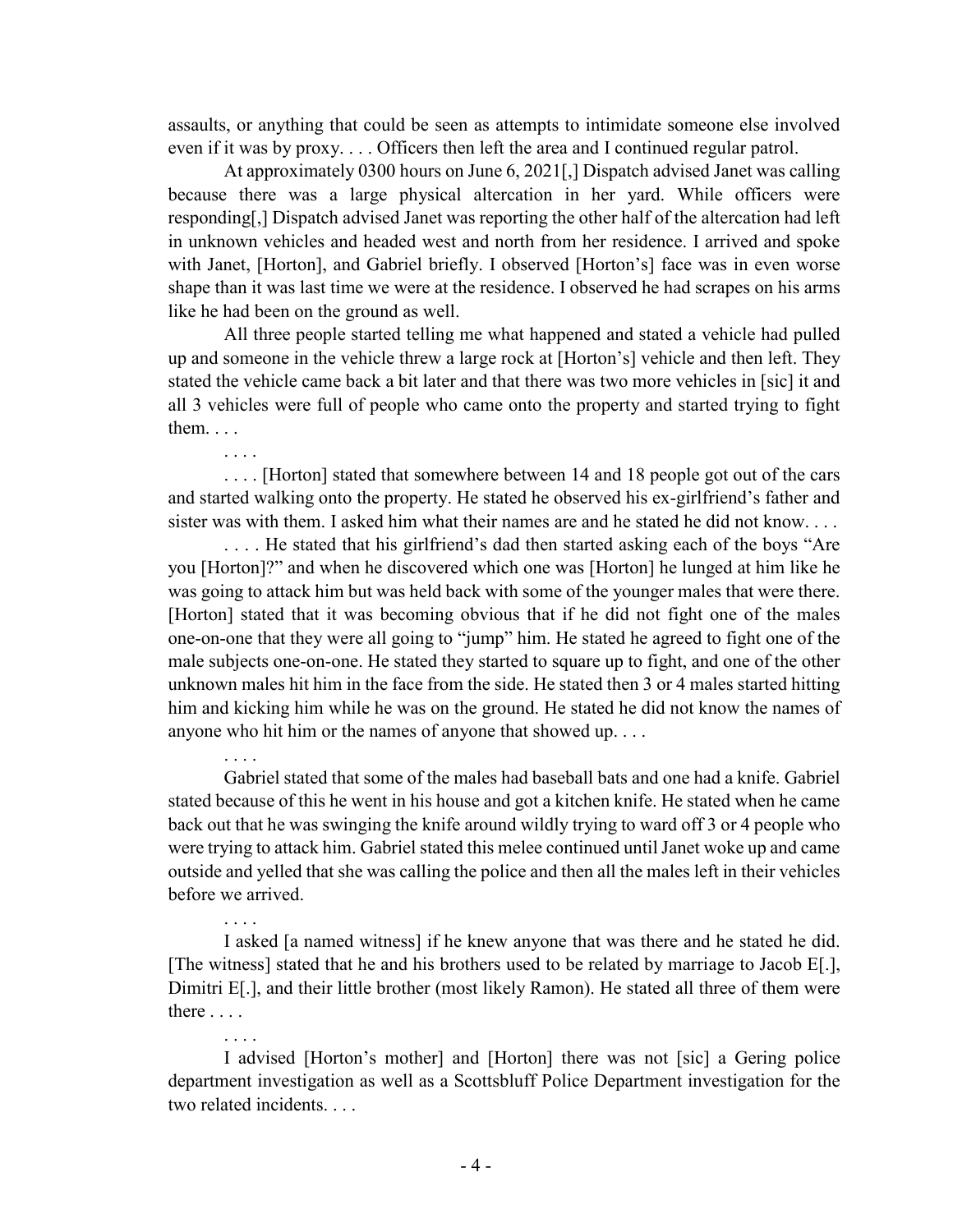assaults, or anything that could be seen as attempts to intimidate someone else involved even if it was by proxy. . . . Officers then left the area and I continued regular patrol.

At approximately 0300 hours on June 6, 2021[,] Dispatch advised Janet was calling because there was a large physical altercation in her yard. While officers were responding[,] Dispatch advised Janet was reporting the other half of the altercation had left in unknown vehicles and headed west and north from her residence. I arrived and spoke with Janet, [Horton], and Gabriel briefly. I observed [Horton's] face was in even worse shape than it was last time we were at the residence. I observed he had scrapes on his arms like he had been on the ground as well.

All three people started telling me what happened and stated a vehicle had pulled up and someone in the vehicle threw a large rock at [Horton's] vehicle and then left. They stated the vehicle came back a bit later and that there was two more vehicles in [sic] it and all 3 vehicles were full of people who came onto the property and started trying to fight them. . . .

. . . .

. . . . [Horton] stated that somewhere between 14 and 18 people got out of the cars and started walking onto the property. He stated he observed his ex-girlfriend's father and sister was with them. I asked him what their names are and he stated he did not know. . . .

. . . . He stated that his girlfriend's dad then started asking each of the boys "Are you [Horton]?" and when he discovered which one was [Horton] he lunged at him like he was going to attack him but was held back with some of the younger males that were there. [Horton] stated that it was becoming obvious that if he did not fight one of the males one-on-one that they were all going to "jump" him. He stated he agreed to fight one of the male subjects one-on-one. He stated they started to square up to fight, and one of the other unknown males hit him in the face from the side. He stated then 3 or 4 males started hitting him and kicking him while he was on the ground. He stated he did not know the names of anyone who hit him or the names of anyone that showed up. . . .

. . . .

Gabriel stated that some of the males had baseball bats and one had a knife. Gabriel stated because of this he went in his house and got a kitchen knife. He stated when he came back out that he was swinging the knife around wildly trying to ward off 3 or 4 people who were trying to attack him. Gabriel stated this melee continued until Janet woke up and came outside and yelled that she was calling the police and then all the males left in their vehicles before we arrived.

. . . .

I asked [a named witness] if he knew anyone that was there and he stated he did. [The witness] stated that he and his brothers used to be related by marriage to Jacob E[.], Dimitri E[.], and their little brother (most likely Ramon). He stated all three of them were there . . . .

. . . .

I advised [Horton's mother] and [Horton] there was not [sic] a Gering police department investigation as well as a Scottsbluff Police Department investigation for the two related incidents. . . .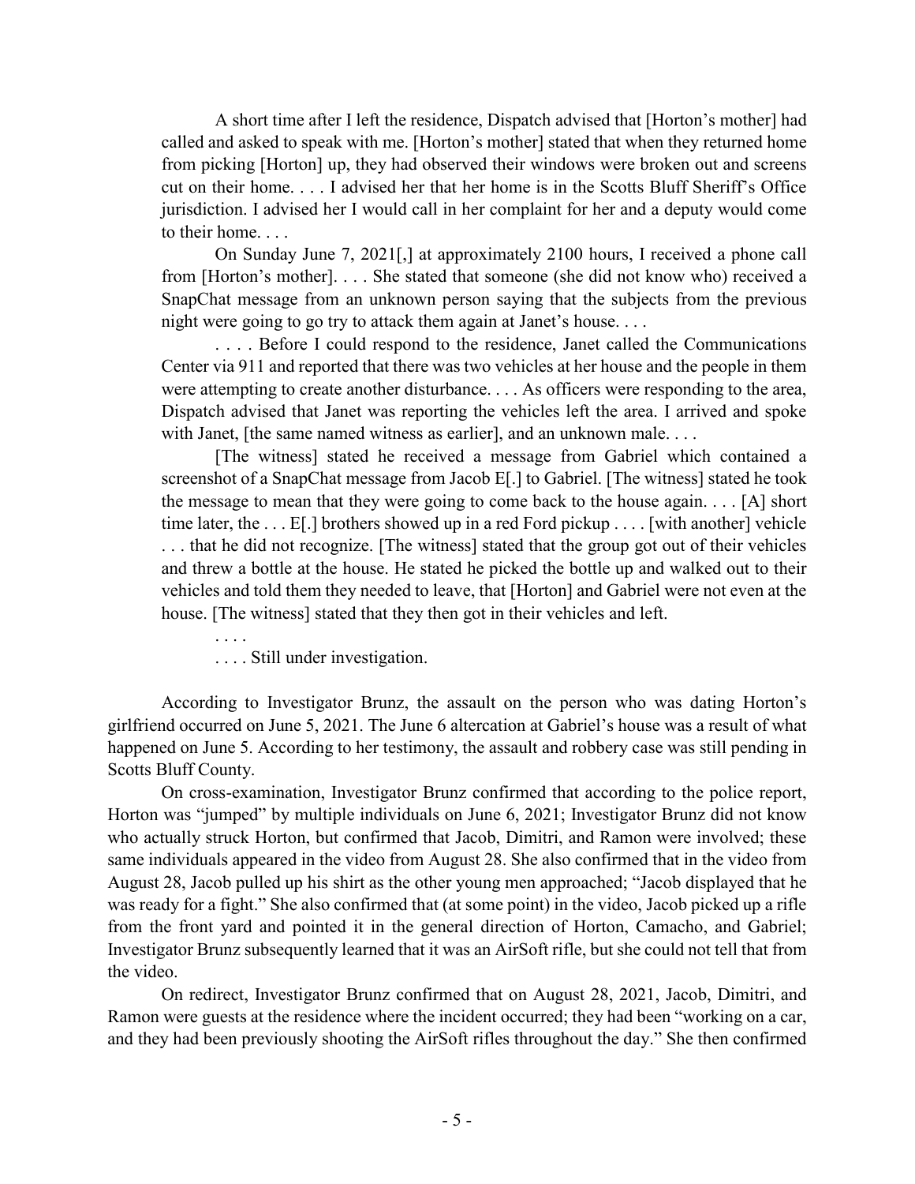A short time after I left the residence, Dispatch advised that [Horton's mother] had called and asked to speak with me. [Horton's mother] stated that when they returned home from picking [Horton] up, they had observed their windows were broken out and screens cut on their home. . . . I advised her that her home is in the Scotts Bluff Sheriff's Office jurisdiction. I advised her I would call in her complaint for her and a deputy would come to their home. . . .

On Sunday June 7, 2021[,] at approximately 2100 hours, I received a phone call from [Horton's mother]. . . . She stated that someone (she did not know who) received a SnapChat message from an unknown person saying that the subjects from the previous night were going to go try to attack them again at Janet's house. . . .

. . . . Before I could respond to the residence, Janet called the Communications Center via 911 and reported that there was two vehicles at her house and the people in them were attempting to create another disturbance. . . . As officers were responding to the area, Dispatch advised that Janet was reporting the vehicles left the area. I arrived and spoke with Janet, [the same named witness as earlier], and an unknown male. . . .

[The witness] stated he received a message from Gabriel which contained a screenshot of a SnapChat message from Jacob E[.] to Gabriel. [The witness] stated he took the message to mean that they were going to come back to the house again. . . . [A] short time later, the . . . E[.] brothers showed up in a red Ford pickup . . . . [with another] vehicle . . . that he did not recognize. [The witness] stated that the group got out of their vehicles and threw a bottle at the house. He stated he picked the bottle up and walked out to their vehicles and told them they needed to leave, that [Horton] and Gabriel were not even at the house. [The witness] stated that they then got in their vehicles and left.

. . . .

. . . . Still under investigation.

According to Investigator Brunz, the assault on the person who was dating Horton's girlfriend occurred on June 5, 2021. The June 6 altercation at Gabriel's house was a result of what happened on June 5. According to her testimony, the assault and robbery case was still pending in Scotts Bluff County.

On cross-examination, Investigator Brunz confirmed that according to the police report, Horton was "jumped" by multiple individuals on June 6, 2021; Investigator Brunz did not know who actually struck Horton, but confirmed that Jacob, Dimitri, and Ramon were involved; these same individuals appeared in the video from August 28. She also confirmed that in the video from August 28, Jacob pulled up his shirt as the other young men approached; "Jacob displayed that he was ready for a fight." She also confirmed that (at some point) in the video, Jacob picked up a rifle from the front yard and pointed it in the general direction of Horton, Camacho, and Gabriel; Investigator Brunz subsequently learned that it was an AirSoft rifle, but she could not tell that from the video.

On redirect, Investigator Brunz confirmed that on August 28, 2021, Jacob, Dimitri, and Ramon were guests at the residence where the incident occurred; they had been "working on a car, and they had been previously shooting the AirSoft rifles throughout the day." She then confirmed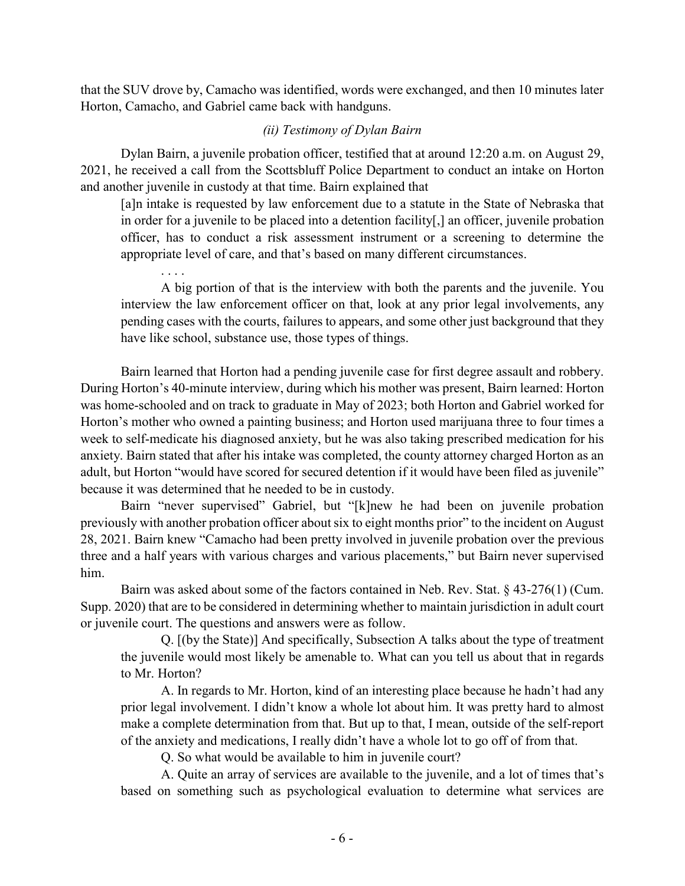that the SUV drove by, Camacho was identified, words were exchanged, and then 10 minutes later Horton, Camacho, and Gabriel came back with handguns.

*(ii) Testimony of Dylan Bairn*

Dylan Bairn, a juvenile probation officer, testified that at around 12:20 a.m. on August 29, 2021, he received a call from the Scottsbluff Police Department to conduct an intake on Horton and another juvenile in custody at that time. Bairn explained that

> [a]n intake is requested by law enforcement due to a statute in the State of Nebraska that in order for a juvenile to be placed into a detention facility[,] an officer, juvenile probation officer, has to conduct a risk assessment instrument or a screening to determine the appropriate level of care, and that's based on many different circumstances.
>
> . . . .
>
> A big portion of that is the interview with both the parents and the juvenile. You interview the law enforcement officer on that, look at any prior legal involvements, any pending cases with the courts, failures to appears, and some other just background that they have like school, substance use, those types of things.

Bairn learned that Horton had a pending juvenile case for first degree assault and robbery. During Horton's 40-minute interview, during which his mother was present, Bairn learned: Horton was home-schooled and on track to graduate in May of 2023; both Horton and Gabriel worked for Horton's mother who owned a painting business; and Horton used marijuana three to four times a week to self-medicate his diagnosed anxiety, but he was also taking prescribed medication for his anxiety. Bairn stated that after his intake was completed, the county attorney charged Horton as an adult, but Horton "would have scored for secured detention if it would have been filed as juvenile" because it was determined that he needed to be in custody.

Bairn "never supervised" Gabriel, but "[k]new he had been on juvenile probation previously with another probation officer about six to eight months prior" to the incident on August 28, 2021. Bairn knew "Camacho had been pretty involved in juvenile probation over the previous three and a half years with various charges and various placements," but Bairn never supervised him.

Bairn was asked about some of the factors contained in Neb. Rev. Stat. § 43-276(1) (Cum. Supp. 2020) that are to be considered in determining whether to maintain jurisdiction in adult court or juvenile court. The questions and answers were as follow.

> Q. [(by the State)] And specifically, Subsection A talks about the type of treatment the juvenile would most likely be amenable to. What can you tell us about that in regards to Mr. Horton?
>
> A. In regards to Mr. Horton, kind of an interesting place because he hadn't had any prior legal involvement. I didn't know a whole lot about him. It was pretty hard to almost make a complete determination from that. But up to that, I mean, outside of the self-report of the anxiety and medications, I really didn't have a whole lot to go off of from that.
>
> Q. So what would be available to him in juvenile court?
>
> A. Quite an array of services are available to the juvenile, and a lot of times that's based on something such as psychological evaluation to determine what services are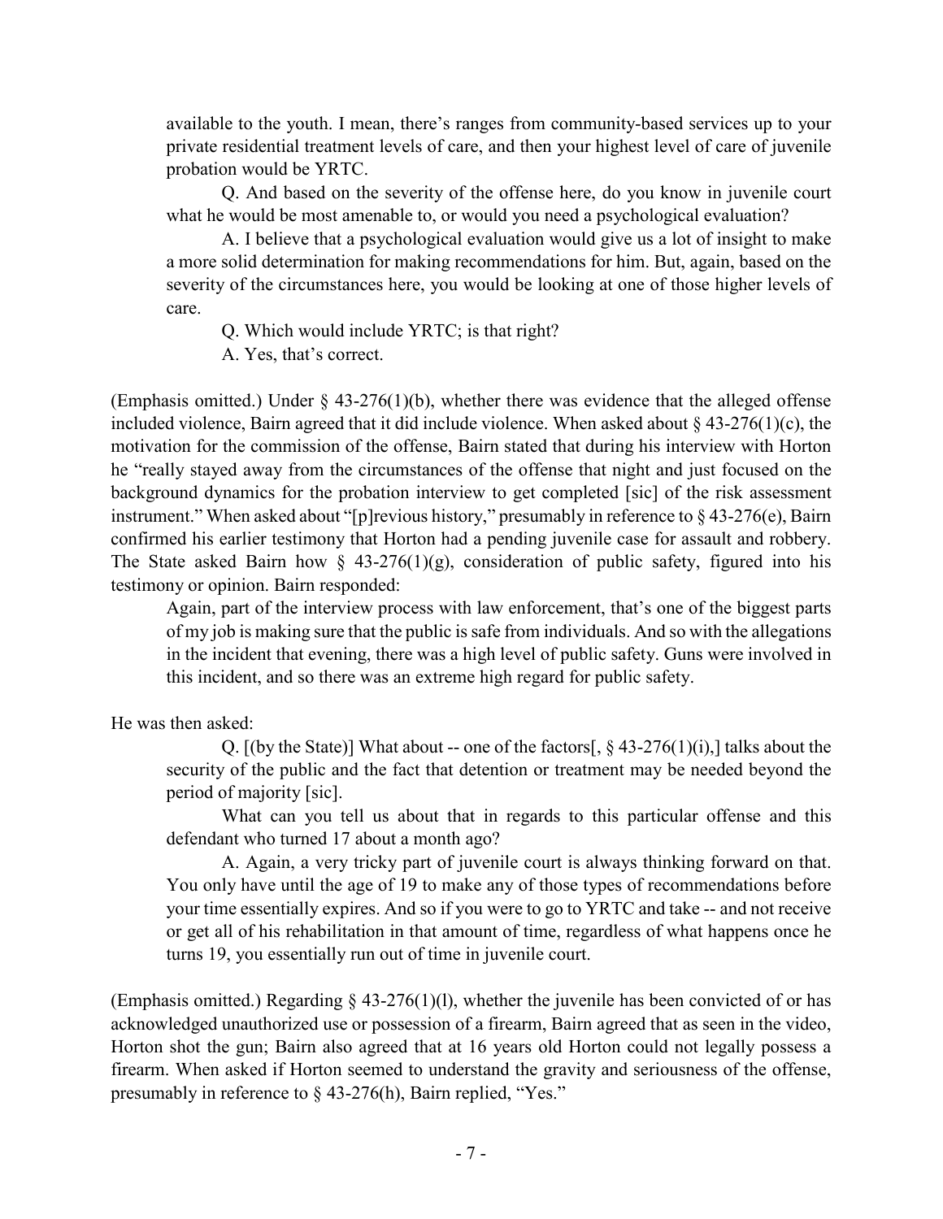available to the youth. I mean, there's ranges from community-based services up to your private residential treatment levels of care, and then your highest level of care of juvenile probation would be YRTC.

Q. And based on the severity of the offense here, do you know in juvenile court what he would be most amenable to, or would you need a psychological evaluation?

A. I believe that a psychological evaluation would give us a lot of insight to make a more solid determination for making recommendations for him. But, again, based on the severity of the circumstances here, you would be looking at one of those higher levels of care.

Q. Which would include YRTC; is that right?

A. Yes, that's correct.

(Emphasis omitted.) Under § 43-276(1)(b), whether there was evidence that the alleged offense included violence, Bairn agreed that it did include violence. When asked about § 43-276(1)(c), the motivation for the commission of the offense, Bairn stated that during his interview with Horton he "really stayed away from the circumstances of the offense that night and just focused on the background dynamics for the probation interview to get completed [sic] of the risk assessment instrument." When asked about "[p]revious history," presumably in reference to § 43-276(e), Bairn confirmed his earlier testimony that Horton had a pending juvenile case for assault and robbery. The State asked Bairn how § 43-276(1)(g), consideration of public safety, figured into his testimony or opinion. Bairn responded:

> Again, part of the interview process with law enforcement, that's one of the biggest parts of my job is making sure that the public is safe from individuals. And so with the allegations in the incident that evening, there was a high level of public safety. Guns were involved in this incident, and so there was an extreme high regard for public safety.

He was then asked:

Q. [(by the State)] What about -- one of the factors[, § 43-276(1)(i),] talks about the security of the public and the fact that detention or treatment may be needed beyond the period of majority [sic].

What can you tell us about that in regards to this particular offense and this defendant who turned 17 about a month ago?

A. Again, a very tricky part of juvenile court is always thinking forward on that. You only have until the age of 19 to make any of those types of recommendations before your time essentially expires. And so if you were to go to YRTC and take -- and not receive or get all of his rehabilitation in that amount of time, regardless of what happens once he turns 19, you essentially run out of time in juvenile court.

(Emphasis omitted.) Regarding § 43-276(1)(l), whether the juvenile has been convicted of or has acknowledged unauthorized use or possession of a firearm, Bairn agreed that as seen in the video, Horton shot the gun; Bairn also agreed that at 16 years old Horton could not legally possess a firearm. When asked if Horton seemed to understand the gravity and seriousness of the offense, presumably in reference to § 43-276(h), Bairn replied, "Yes."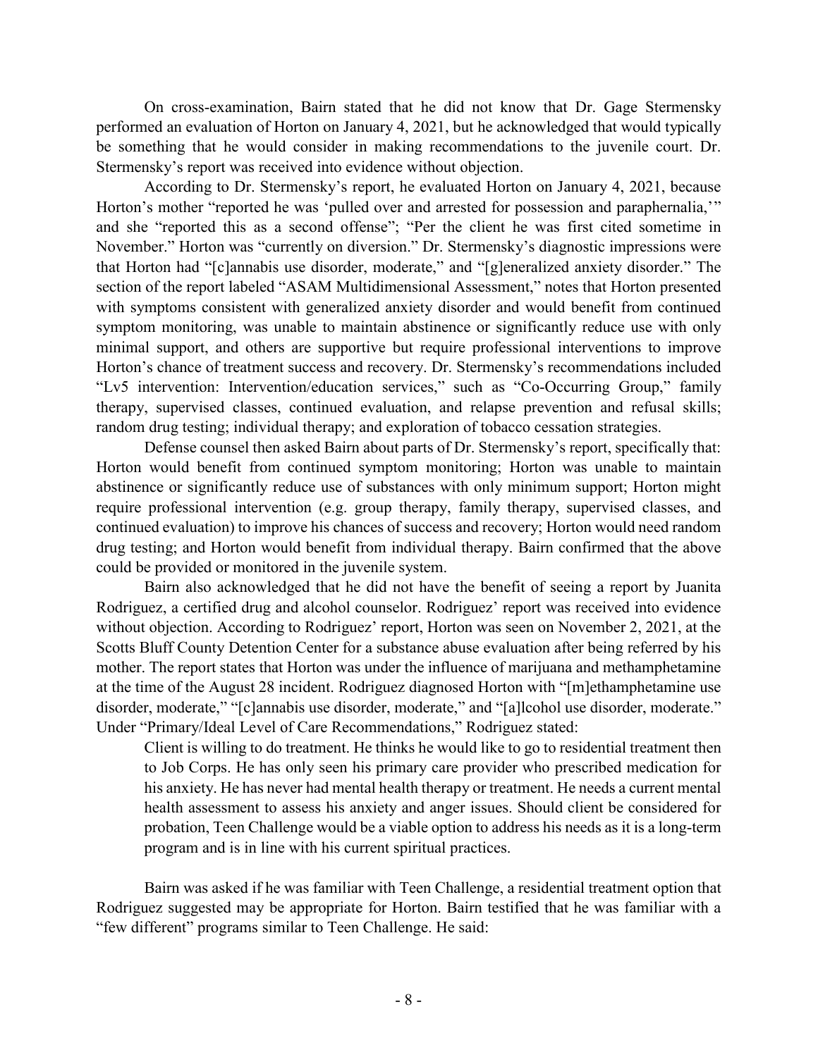On cross-examination, Bairn stated that he did not know that Dr. Gage Stermensky performed an evaluation of Horton on January 4, 2021, but he acknowledged that would typically be something that he would consider in making recommendations to the juvenile court. Dr. Stermensky's report was received into evidence without objection.

According to Dr. Stermensky's report, he evaluated Horton on January 4, 2021, because Horton's mother "reported he was 'pulled over and arrested for possession and paraphernalia,'" and she "reported this as a second offense"; "Per the client he was first cited sometime in November." Horton was "currently on diversion." Dr. Stermensky's diagnostic impressions were that Horton had "[c]annabis use disorder, moderate," and "[g]eneralized anxiety disorder." The section of the report labeled "ASAM Multidimensional Assessment," notes that Horton presented with symptoms consistent with generalized anxiety disorder and would benefit from continued symptom monitoring, was unable to maintain abstinence or significantly reduce use with only minimal support, and others are supportive but require professional interventions to improve Horton's chance of treatment success and recovery. Dr. Stermensky's recommendations included "Lv5 intervention: Intervention/education services," such as "Co-Occurring Group," family therapy, supervised classes, continued evaluation, and relapse prevention and refusal skills; random drug testing; individual therapy; and exploration of tobacco cessation strategies.

Defense counsel then asked Bairn about parts of Dr. Stermensky's report, specifically that: Horton would benefit from continued symptom monitoring; Horton was unable to maintain abstinence or significantly reduce use of substances with only minimum support; Horton might require professional intervention (e.g. group therapy, family therapy, supervised classes, and continued evaluation) to improve his chances of success and recovery; Horton would need random drug testing; and Horton would benefit from individual therapy. Bairn confirmed that the above could be provided or monitored in the juvenile system.

Bairn also acknowledged that he did not have the benefit of seeing a report by Juanita Rodriguez, a certified drug and alcohol counselor. Rodriguez' report was received into evidence without objection. According to Rodriguez' report, Horton was seen on November 2, 2021, at the Scotts Bluff County Detention Center for a substance abuse evaluation after being referred by his mother. The report states that Horton was under the influence of marijuana and methamphetamine at the time of the August 28 incident. Rodriguez diagnosed Horton with "[m]ethamphetamine use disorder, moderate," "[c]annabis use disorder, moderate," and "[a]lcohol use disorder, moderate." Under "Primary/Ideal Level of Care Recommendations," Rodriguez stated:

> Client is willing to do treatment. He thinks he would like to go to residential treatment then to Job Corps. He has only seen his primary care provider who prescribed medication for his anxiety. He has never had mental health therapy or treatment. He needs a current mental health assessment to assess his anxiety and anger issues. Should client be considered for probation, Teen Challenge would be a viable option to address his needs as it is a long-term program and is in line with his current spiritual practices.

Bairn was asked if he was familiar with Teen Challenge, a residential treatment option that Rodriguez suggested may be appropriate for Horton. Bairn testified that he was familiar with a "few different" programs similar to Teen Challenge. He said: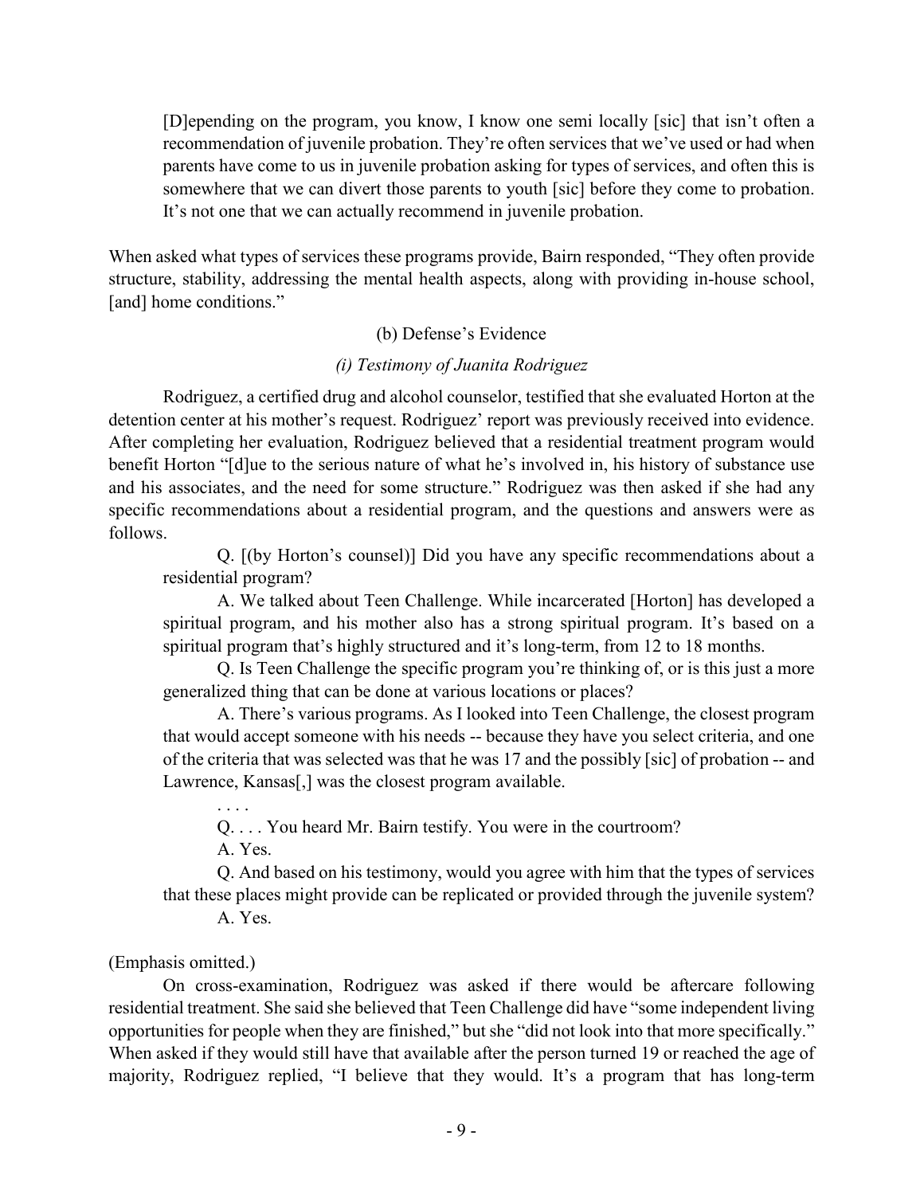> [D]epending on the program, you know, I know one semi locally [sic] that isn't often a recommendation of juvenile probation. They're often services that we've used or had when parents have come to us in juvenile probation asking for types of services, and often this is somewhere that we can divert those parents to youth [sic] before they come to probation. It's not one that we can actually recommend in juvenile probation.

When asked what types of services these programs provide, Bairn responded, "They often provide structure, stability, addressing the mental health aspects, along with providing in-house school, [and] home conditions."

(b) Defense's Evidence

*(i) Testimony of Juanita Rodriguez*

Rodriguez, a certified drug and alcohol counselor, testified that she evaluated Horton at the detention center at his mother's request. Rodriguez' report was previously received into evidence. After completing her evaluation, Rodriguez believed that a residential treatment program would benefit Horton "[d]ue to the serious nature of what he's involved in, his history of substance use and his associates, and the need for some structure." Rodriguez was then asked if she had any specific recommendations about a residential program, and the questions and answers were as follows.

> Q. [(by Horton's counsel)] Did you have any specific recommendations about a residential program?
>
> A. We talked about Teen Challenge. While incarcerated [Horton] has developed a spiritual program, and his mother also has a strong spiritual program. It's based on a spiritual program that's highly structured and it's long-term, from 12 to 18 months.
>
> Q. Is Teen Challenge the specific program you're thinking of, or is this just a more generalized thing that can be done at various locations or places?
>
> A. There's various programs. As I looked into Teen Challenge, the closest program that would accept someone with his needs -- because they have you select criteria, and one of the criteria that was selected was that he was 17 and the possibly [sic] of probation -- and Lawrence, Kansas[,] was the closest program available.
>
> . . . .
>
> Q. . . . You heard Mr. Bairn testify. You were in the courtroom?
>
> A. Yes.
>
> Q. And based on his testimony, would you agree with him that the types of services that these places might provide can be replicated or provided through the juvenile system?
>
> A. Yes.

(Emphasis omitted.)

On cross-examination, Rodriguez was asked if there would be aftercare following residential treatment. She said she believed that Teen Challenge did have "some independent living opportunities for people when they are finished," but she "did not look into that more specifically." When asked if they would still have that available after the person turned 19 or reached the age of majority, Rodriguez replied, "I believe that they would. It's a program that has long-term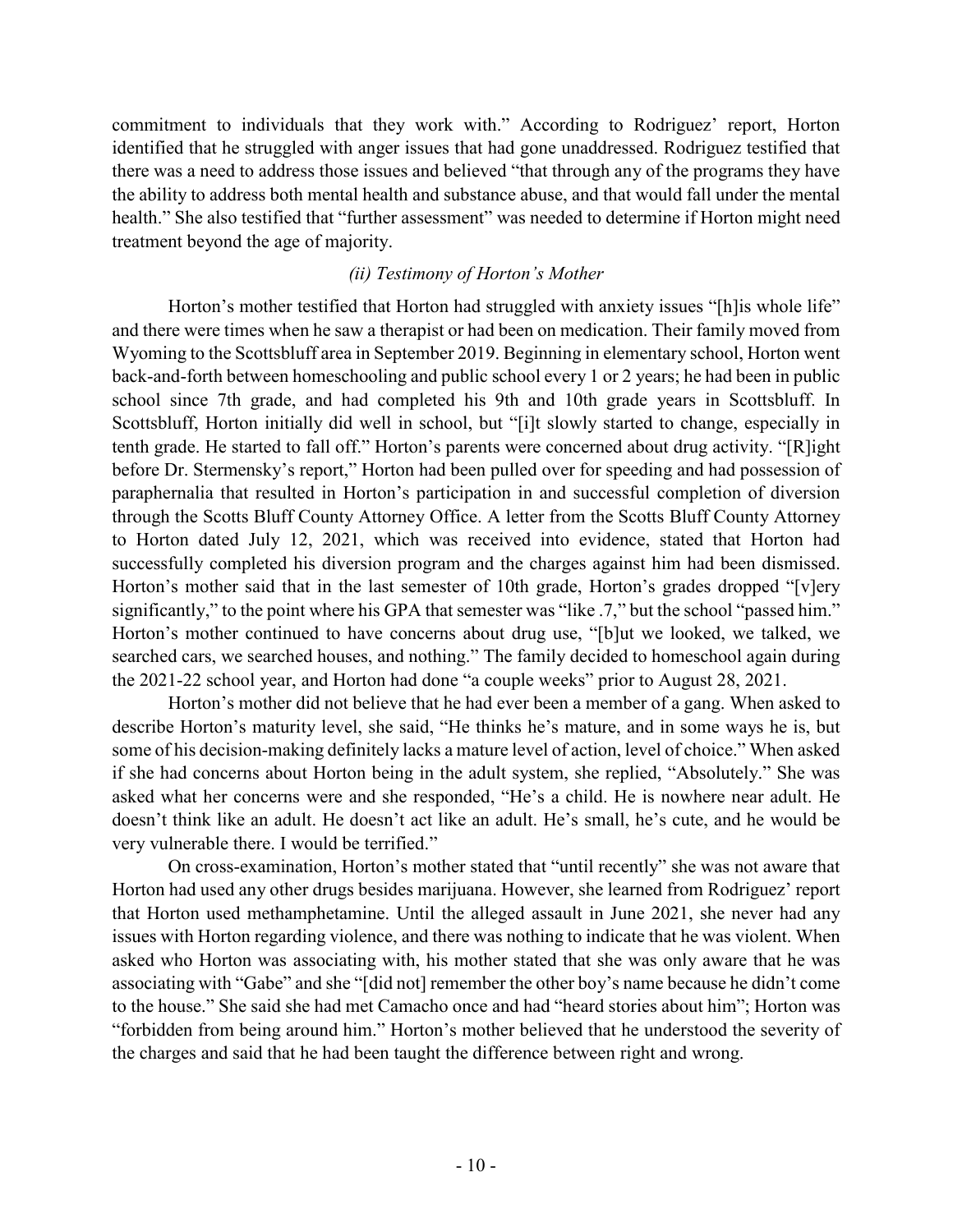commitment to individuals that they work with." According to Rodriguez' report, Horton identified that he struggled with anger issues that had gone unaddressed. Rodriguez testified that there was a need to address those issues and believed "that through any of the programs they have the ability to address both mental health and substance abuse, and that would fall under the mental health." She also testified that "further assessment" was needed to determine if Horton might need treatment beyond the age of majority.

### *(ii) Testimony of Horton's Mother*

Horton's mother testified that Horton had struggled with anxiety issues "[h]is whole life" and there were times when he saw a therapist or had been on medication. Their family moved from Wyoming to the Scottsbluff area in September 2019. Beginning in elementary school, Horton went back-and-forth between homeschooling and public school every 1 or 2 years; he had been in public school since 7th grade, and had completed his 9th and 10th grade years in Scottsbluff. In Scottsbluff, Horton initially did well in school, but "[i]t slowly started to change, especially in tenth grade. He started to fall off." Horton's parents were concerned about drug activity. "[R]ight before Dr. Stermensky's report," Horton had been pulled over for speeding and had possession of paraphernalia that resulted in Horton's participation in and successful completion of diversion through the Scotts Bluff County Attorney Office. A letter from the Scotts Bluff County Attorney to Horton dated July 12, 2021, which was received into evidence, stated that Horton had successfully completed his diversion program and the charges against him had been dismissed. Horton's mother said that in the last semester of 10th grade, Horton's grades dropped "[v]ery significantly," to the point where his GPA that semester was "like .7," but the school "passed him." Horton's mother continued to have concerns about drug use, "[b]ut we looked, we talked, we searched cars, we searched houses, and nothing." The family decided to homeschool again during the 2021-22 school year, and Horton had done "a couple weeks" prior to August 28, 2021.

Horton's mother did not believe that he had ever been a member of a gang. When asked to describe Horton's maturity level, she said, "He thinks he's mature, and in some ways he is, but some of his decision-making definitely lacks a mature level of action, level of choice." When asked if she had concerns about Horton being in the adult system, she replied, "Absolutely." She was asked what her concerns were and she responded, "He's a child. He is nowhere near adult. He doesn't think like an adult. He doesn't act like an adult. He's small, he's cute, and he would be very vulnerable there. I would be terrified."

On cross-examination, Horton's mother stated that "until recently" she was not aware that Horton had used any other drugs besides marijuana. However, she learned from Rodriguez' report that Horton used methamphetamine. Until the alleged assault in June 2021, she never had any issues with Horton regarding violence, and there was nothing to indicate that he was violent. When asked who Horton was associating with, his mother stated that she was only aware that he was associating with "Gabe" and she "[did not] remember the other boy's name because he didn't come to the house." She said she had met Camacho once and had "heard stories about him"; Horton was "forbidden from being around him." Horton's mother believed that he understood the severity of the charges and said that he had been taught the difference between right and wrong.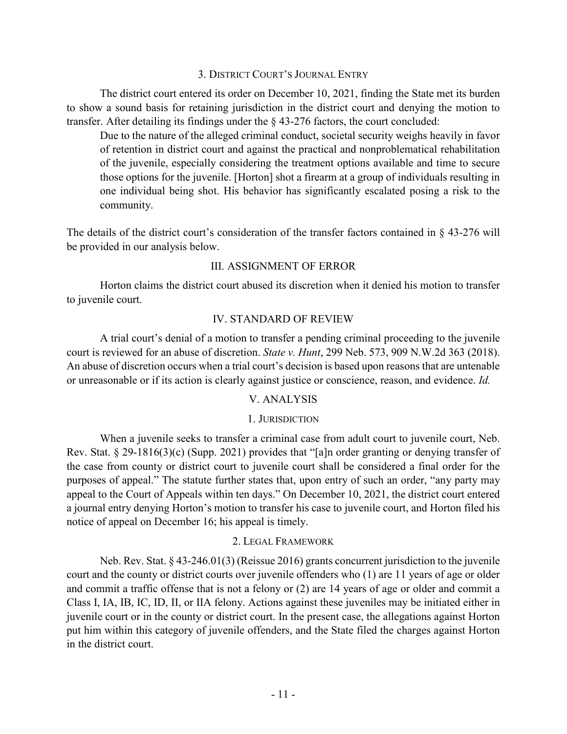### 3. District Court's Journal Entry

The district court entered its order on December 10, 2021, finding the State met its burden to show a sound basis for retaining jurisdiction in the district court and denying the motion to transfer. After detailing its findings under the § 43-276 factors, the court concluded:

> Due to the nature of the alleged criminal conduct, societal security weighs heavily in favor of retention in district court and against the practical and nonproblematical rehabilitation of the juvenile, especially considering the treatment options available and time to secure those options for the juvenile. [Horton] shot a firearm at a group of individuals resulting in one individual being shot. His behavior has significantly escalated posing a risk to the community.

The details of the district court's consideration of the transfer factors contained in § 43-276 will be provided in our analysis below.

## III. ASSIGNMENT OF ERROR

Horton claims the district court abused its discretion when it denied his motion to transfer to juvenile court.

## IV. STANDARD OF REVIEW

A trial court's denial of a motion to transfer a pending criminal proceeding to the juvenile court is reviewed for an abuse of discretion. *State v. Hunt*, 299 Neb. 573, 909 N.W.2d 363 (2018). An abuse of discretion occurs when a trial court's decision is based upon reasons that are untenable or unreasonable or if its action is clearly against justice or conscience, reason, and evidence. *Id.*

## V. ANALYSIS

### 1. Jurisdiction

When a juvenile seeks to transfer a criminal case from adult court to juvenile court, Neb. Rev. Stat. § 29-1816(3)(c) (Supp. 2021) provides that "[a]n order granting or denying transfer of the case from county or district court to juvenile court shall be considered a final order for the purposes of appeal." The statute further states that, upon entry of such an order, "any party may appeal to the Court of Appeals within ten days." On December 10, 2021, the district court entered a journal entry denying Horton's motion to transfer his case to juvenile court, and Horton filed his notice of appeal on December 16; his appeal is timely.

### 2. Legal Framework

Neb. Rev. Stat. § 43-246.01(3) (Reissue 2016) grants concurrent jurisdiction to the juvenile court and the county or district courts over juvenile offenders who (1) are 11 years of age or older and commit a traffic offense that is not a felony or (2) are 14 years of age or older and commit a Class I, IA, IB, IC, ID, II, or IIA felony. Actions against these juveniles may be initiated either in juvenile court or in the county or district court. In the present case, the allegations against Horton put him within this category of juvenile offenders, and the State filed the charges against Horton in the district court.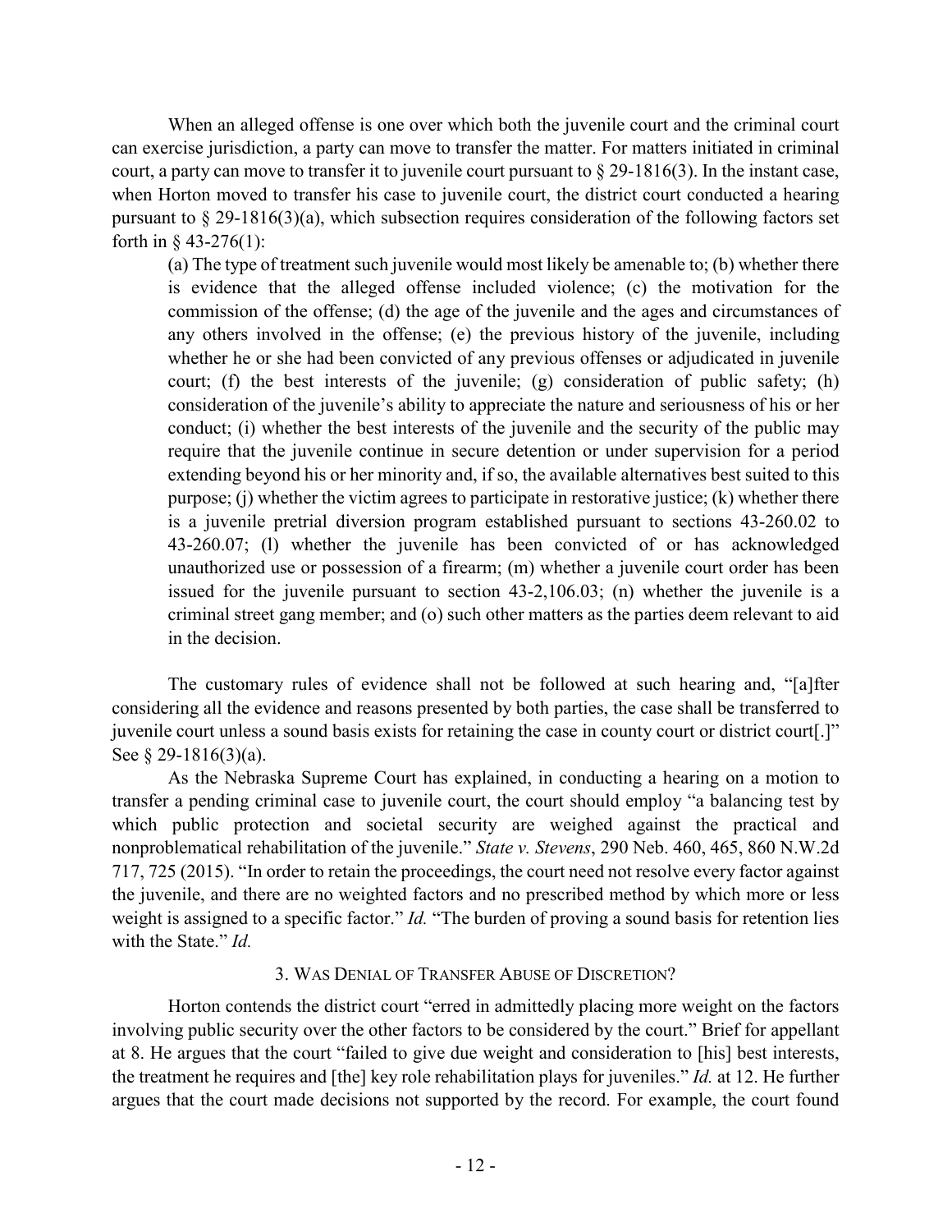When an alleged offense is one over which both the juvenile court and the criminal court can exercise jurisdiction, a party can move to transfer the matter. For matters initiated in criminal court, a party can move to transfer it to juvenile court pursuant to § 29-1816(3). In the instant case, when Horton moved to transfer his case to juvenile court, the district court conducted a hearing pursuant to § 29-1816(3)(a), which subsection requires consideration of the following factors set forth in § 43-276(1):

> (a) The type of treatment such juvenile would most likely be amenable to; (b) whether there is evidence that the alleged offense included violence; (c) the motivation for the commission of the offense; (d) the age of the juvenile and the ages and circumstances of any others involved in the offense; (e) the previous history of the juvenile, including whether he or she had been convicted of any previous offenses or adjudicated in juvenile court; (f) the best interests of the juvenile; (g) consideration of public safety; (h) consideration of the juvenile's ability to appreciate the nature and seriousness of his or her conduct; (i) whether the best interests of the juvenile and the security of the public may require that the juvenile continue in secure detention or under supervision for a period extending beyond his or her minority and, if so, the available alternatives best suited to this purpose; (j) whether the victim agrees to participate in restorative justice; (k) whether there is a juvenile pretrial diversion program established pursuant to sections 43-260.02 to 43-260.07; (l) whether the juvenile has been convicted of or has acknowledged unauthorized use or possession of a firearm; (m) whether a juvenile court order has been issued for the juvenile pursuant to section 43-2,106.03; (n) whether the juvenile is a criminal street gang member; and (o) such other matters as the parties deem relevant to aid in the decision.

The customary rules of evidence shall not be followed at such hearing and, "[a]fter considering all the evidence and reasons presented by both parties, the case shall be transferred to juvenile court unless a sound basis exists for retaining the case in county court or district court[.]" See § 29-1816(3)(a).

As the Nebraska Supreme Court has explained, in conducting a hearing on a motion to transfer a pending criminal case to juvenile court, the court should employ "a balancing test by which public protection and societal security are weighed against the practical and nonproblematical rehabilitation of the juvenile." *State v. Stevens*, 290 Neb. 460, 465, 860 N.W.2d 717, 725 (2015). "In order to retain the proceedings, the court need not resolve every factor against the juvenile, and there are no weighted factors and no prescribed method by which more or less weight is assigned to a specific factor." *Id.* "The burden of proving a sound basis for retention lies with the State." *Id.*

### 3. Was Denial of Transfer Abuse of Discretion?

Horton contends the district court "erred in admittedly placing more weight on the factors involving public security over the other factors to be considered by the court." Brief for appellant at 8. He argues that the court "failed to give due weight and consideration to [his] best interests, the treatment he requires and [the] key role rehabilitation plays for juveniles." *Id.* at 12. He further argues that the court made decisions not supported by the record. For example, the court found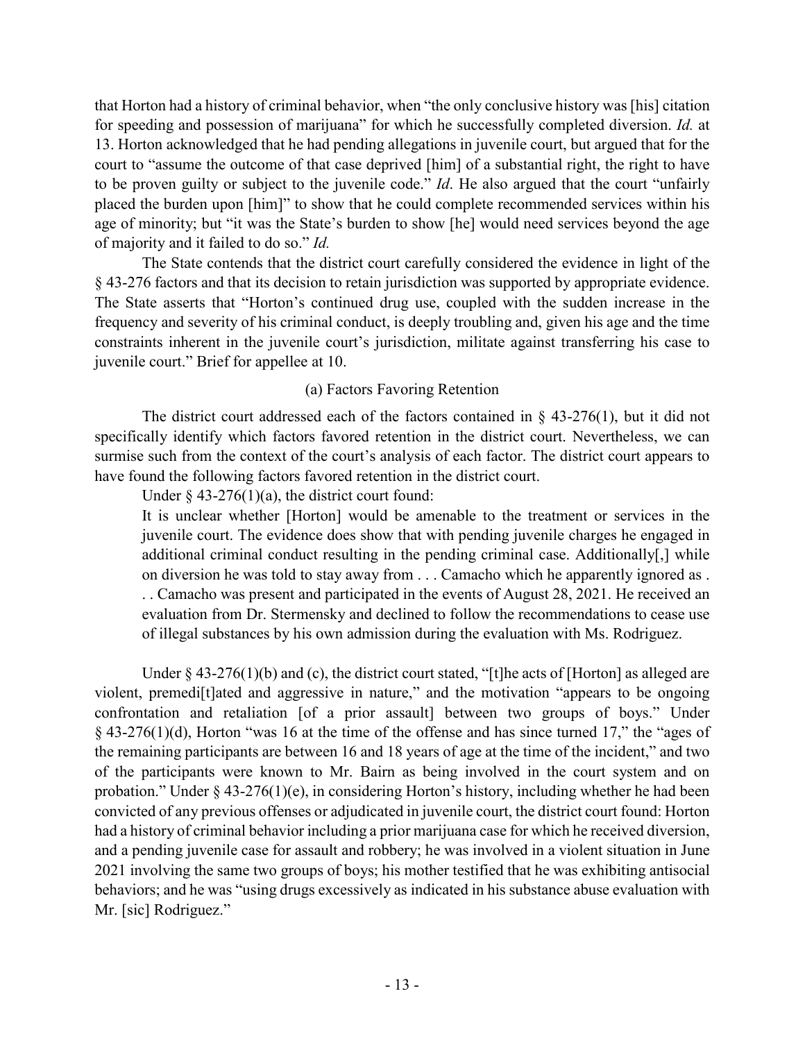that Horton had a history of criminal behavior, when "the only conclusive history was [his] citation for speeding and possession of marijuana" for which he successfully completed diversion. *Id.* at 13. Horton acknowledged that he had pending allegations in juvenile court, but argued that for the court to "assume the outcome of that case deprived [him] of a substantial right, the right to have to be proven guilty or subject to the juvenile code." *Id*. He also argued that the court "unfairly placed the burden upon [him]" to show that he could complete recommended services within his age of minority; but "it was the State's burden to show [he] would need services beyond the age of majority and it failed to do so." *Id.*

The State contends that the district court carefully considered the evidence in light of the § 43-276 factors and that its decision to retain jurisdiction was supported by appropriate evidence. The State asserts that "Horton's continued drug use, coupled with the sudden increase in the frequency and severity of his criminal conduct, is deeply troubling and, given his age and the time constraints inherent in the juvenile court's jurisdiction, militate against transferring his case to juvenile court." Brief for appellee at 10.

### (a) Factors Favoring Retention

The district court addressed each of the factors contained in § 43-276(1), but it did not specifically identify which factors favored retention in the district court. Nevertheless, we can surmise such from the context of the court's analysis of each factor. The district court appears to have found the following factors favored retention in the district court.

Under § 43-276(1)(a), the district court found:

> It is unclear whether [Horton] would be amenable to the treatment or services in the juvenile court. The evidence does show that with pending juvenile charges he engaged in additional criminal conduct resulting in the pending criminal case. Additionally[,] while on diversion he was told to stay away from . . . Camacho which he apparently ignored as . . . Camacho was present and participated in the events of August 28, 2021. He received an evaluation from Dr. Stermensky and declined to follow the recommendations to cease use of illegal substances by his own admission during the evaluation with Ms. Rodriguez.

Under § 43-276(1)(b) and (c), the district court stated, "[t]he acts of [Horton] as alleged are violent, premedi[t]ated and aggressive in nature," and the motivation "appears to be ongoing confrontation and retaliation [of a prior assault] between two groups of boys." Under § 43-276(1)(d), Horton "was 16 at the time of the offense and has since turned 17," the "ages of the remaining participants are between 16 and 18 years of age at the time of the incident," and two of the participants were known to Mr. Bairn as being involved in the court system and on probation." Under § 43-276(1)(e), in considering Horton's history, including whether he had been convicted of any previous offenses or adjudicated in juvenile court, the district court found: Horton had a history of criminal behavior including a prior marijuana case for which he received diversion, and a pending juvenile case for assault and robbery; he was involved in a violent situation in June 2021 involving the same two groups of boys; his mother testified that he was exhibiting antisocial behaviors; and he was "using drugs excessively as indicated in his substance abuse evaluation with Mr. [sic] Rodriguez."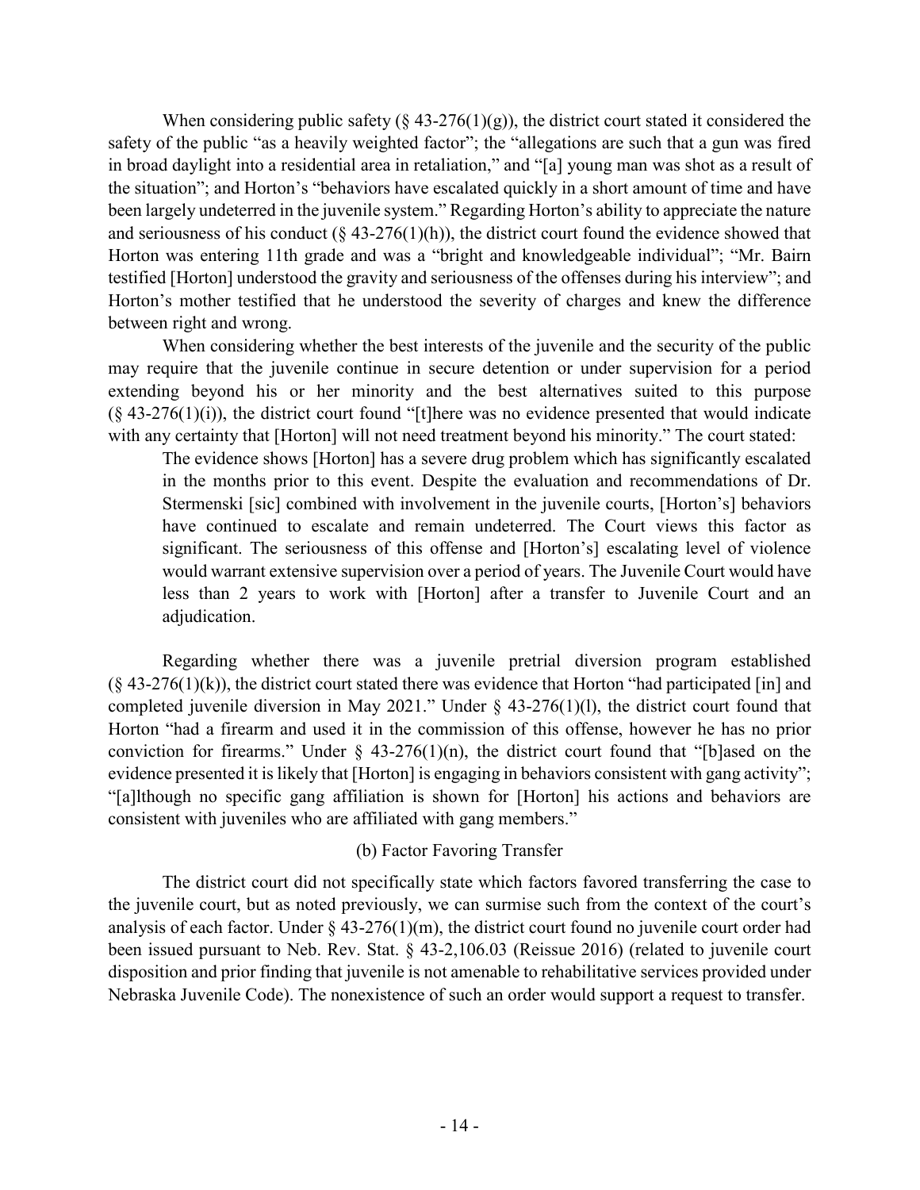When considering public safety (§ 43-276(1)(g)), the district court stated it considered the safety of the public "as a heavily weighted factor"; the "allegations are such that a gun was fired in broad daylight into a residential area in retaliation," and "[a] young man was shot as a result of the situation"; and Horton's "behaviors have escalated quickly in a short amount of time and have been largely undeterred in the juvenile system." Regarding Horton's ability to appreciate the nature and seriousness of his conduct (§ 43-276(1)(h)), the district court found the evidence showed that Horton was entering 11th grade and was a "bright and knowledgeable individual"; "Mr. Bairn testified [Horton] understood the gravity and seriousness of the offenses during his interview"; and Horton's mother testified that he understood the severity of charges and knew the difference between right and wrong.

When considering whether the best interests of the juvenile and the security of the public may require that the juvenile continue in secure detention or under supervision for a period extending beyond his or her minority and the best alternatives suited to this purpose (§ 43-276(1)(i)), the district court found "[t]here was no evidence presented that would indicate with any certainty that [Horton] will not need treatment beyond his minority." The court stated:

> The evidence shows [Horton] has a severe drug problem which has significantly escalated in the months prior to this event. Despite the evaluation and recommendations of Dr. Stermenski [sic] combined with involvement in the juvenile courts, [Horton's] behaviors have continued to escalate and remain undeterred. The Court views this factor as significant. The seriousness of this offense and [Horton's] escalating level of violence would warrant extensive supervision over a period of years. The Juvenile Court would have less than 2 years to work with [Horton] after a transfer to Juvenile Court and an adjudication.

Regarding whether there was a juvenile pretrial diversion program established (§ 43-276(1)(k)), the district court stated there was evidence that Horton "had participated [in] and completed juvenile diversion in May 2021." Under § 43-276(1)(l), the district court found that Horton "had a firearm and used it in the commission of this offense, however he has no prior conviction for firearms." Under § 43-276(1)(n), the district court found that "[b]ased on the evidence presented it is likely that [Horton] is engaging in behaviors consistent with gang activity"; "[a]lthough no specific gang affiliation is shown for [Horton] his actions and behaviors are consistent with juveniles who are affiliated with gang members."

### (b) Factor Favoring Transfer

The district court did not specifically state which factors favored transferring the case to the juvenile court, but as noted previously, we can surmise such from the context of the court's analysis of each factor. Under § 43-276(1)(m), the district court found no juvenile court order had been issued pursuant to Neb. Rev. Stat. § 43-2,106.03 (Reissue 2016) (related to juvenile court disposition and prior finding that juvenile is not amenable to rehabilitative services provided under Nebraska Juvenile Code). The nonexistence of such an order would support a request to transfer.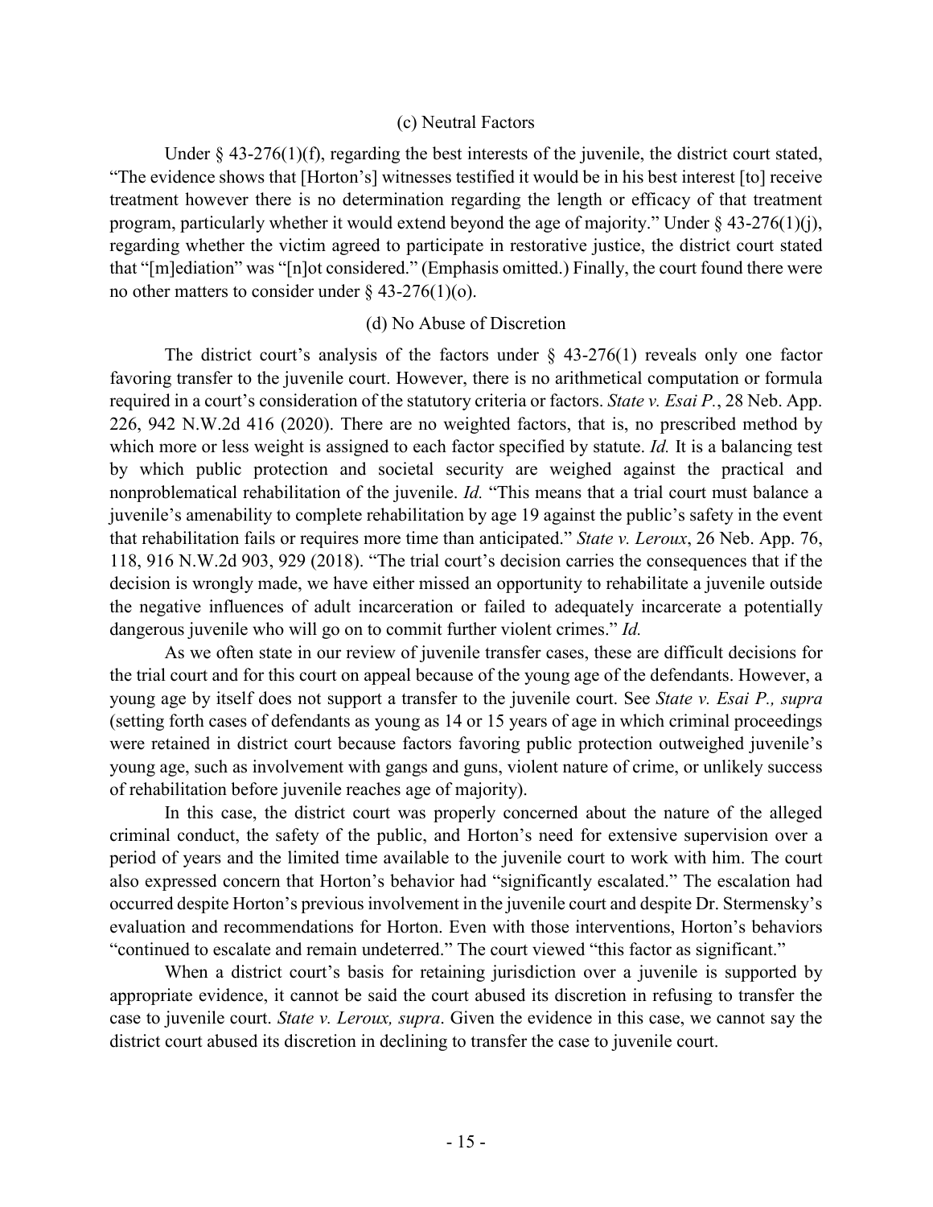### (c) Neutral Factors

Under § 43-276(1)(f), regarding the best interests of the juvenile, the district court stated, "The evidence shows that [Horton's] witnesses testified it would be in his best interest [to] receive treatment however there is no determination regarding the length or efficacy of that treatment program, particularly whether it would extend beyond the age of majority." Under § 43-276(1)(j), regarding whether the victim agreed to participate in restorative justice, the district court stated that "[m]ediation" was "[n]ot considered." (Emphasis omitted.) Finally, the court found there were no other matters to consider under § 43-276(1)(o).

### (d) No Abuse of Discretion

The district court's analysis of the factors under § 43-276(1) reveals only one factor favoring transfer to the juvenile court. However, there is no arithmetical computation or formula required in a court's consideration of the statutory criteria or factors. *State v. Esai P.*, 28 Neb. App. 226, 942 N.W.2d 416 (2020). There are no weighted factors, that is, no prescribed method by which more or less weight is assigned to each factor specified by statute. *Id.* It is a balancing test by which public protection and societal security are weighed against the practical and nonproblematical rehabilitation of the juvenile. *Id.* "This means that a trial court must balance a juvenile's amenability to complete rehabilitation by age 19 against the public's safety in the event that rehabilitation fails or requires more time than anticipated." *State v. Leroux*, 26 Neb. App. 76, 118, 916 N.W.2d 903, 929 (2018). "The trial court's decision carries the consequences that if the decision is wrongly made, we have either missed an opportunity to rehabilitate a juvenile outside the negative influences of adult incarceration or failed to adequately incarcerate a potentially dangerous juvenile who will go on to commit further violent crimes." *Id.*

As we often state in our review of juvenile transfer cases, these are difficult decisions for the trial court and for this court on appeal because of the young age of the defendants. However, a young age by itself does not support a transfer to the juvenile court. See *State v. Esai P., supra* (setting forth cases of defendants as young as 14 or 15 years of age in which criminal proceedings were retained in district court because factors favoring public protection outweighed juvenile's young age, such as involvement with gangs and guns, violent nature of crime, or unlikely success of rehabilitation before juvenile reaches age of majority).

In this case, the district court was properly concerned about the nature of the alleged criminal conduct, the safety of the public, and Horton's need for extensive supervision over a period of years and the limited time available to the juvenile court to work with him. The court also expressed concern that Horton's behavior had "significantly escalated." The escalation had occurred despite Horton's previous involvement in the juvenile court and despite Dr. Stermensky's evaluation and recommendations for Horton. Even with those interventions, Horton's behaviors "continued to escalate and remain undeterred." The court viewed "this factor as significant."

When a district court's basis for retaining jurisdiction over a juvenile is supported by appropriate evidence, it cannot be said the court abused its discretion in refusing to transfer the case to juvenile court. *State v. Leroux, supra*. Given the evidence in this case, we cannot say the district court abused its discretion in declining to transfer the case to juvenile court.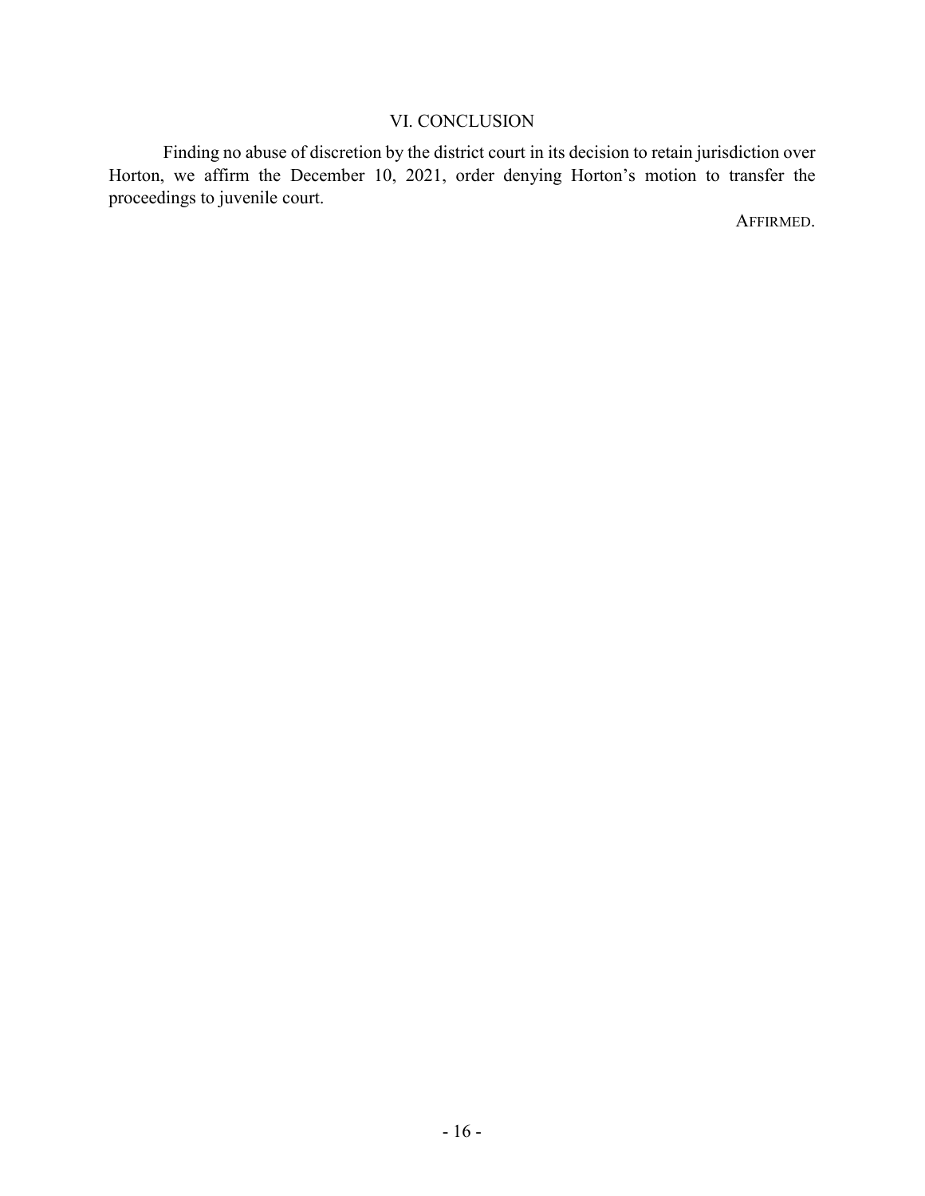## VI. CONCLUSION

Finding no abuse of discretion by the district court in its decision to retain jurisdiction over Horton, we affirm the December 10, 2021, order denying Horton's motion to transfer the proceedings to juvenile court.

AFFIRMED.